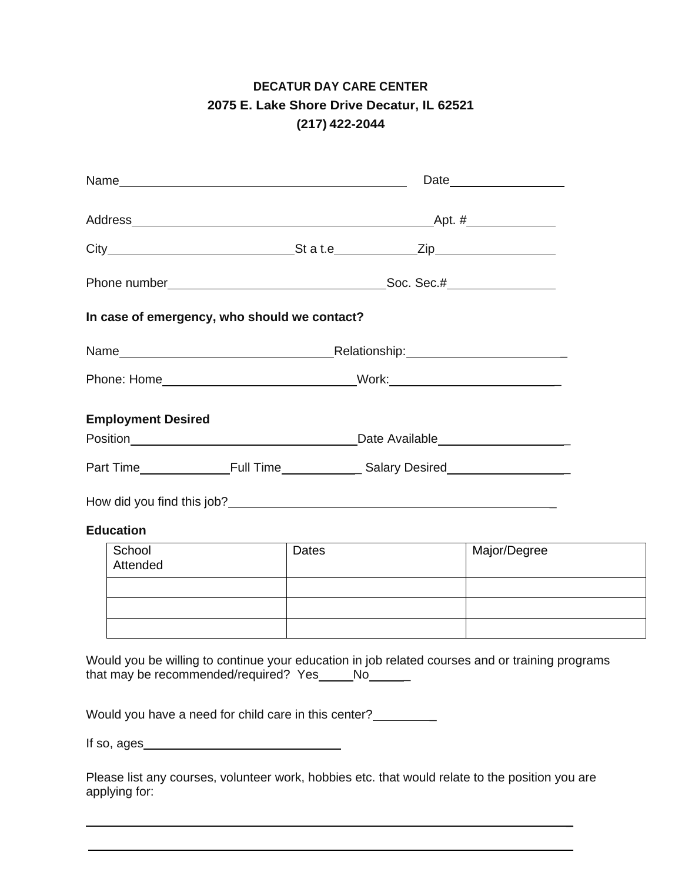**DECATUR DAY CARE CENTER**
**2075 E. Lake Shore Drive Decatur, IL 62521**
**(217) 422-2044**

Name_________________________________________ Date________________

Address___________________________________________Apt. #____________

City___________________________St a t.e___________Zip________________

Phone number________________________________Soc. Sec.#_______________

**In case of emergency, who should we contact?**

Name_______________________________Relationship:______________________

Phone: Home____________________________Work:_________________________

**Employment Desired**

Position________________________________Date Available__________________

Part Time_____________Full Time____________ Salary Desired_________________

How did you find this job?_______________________________________________

**Education**

| School Attended | Dates | Major/Degree |
|---|---|---|
| | | |
| | | |
| | | |

Would you be willing to continue your education in job related courses and or training programs that may be recommended/required? Yes_____No______

Would you have a need for child care in this center?_________

If so, ages_____________________________

Please list any courses, volunteer work, hobbies etc. that would relate to the position you are applying for:

_____________________________________________________________________________

_____________________________________________________________________________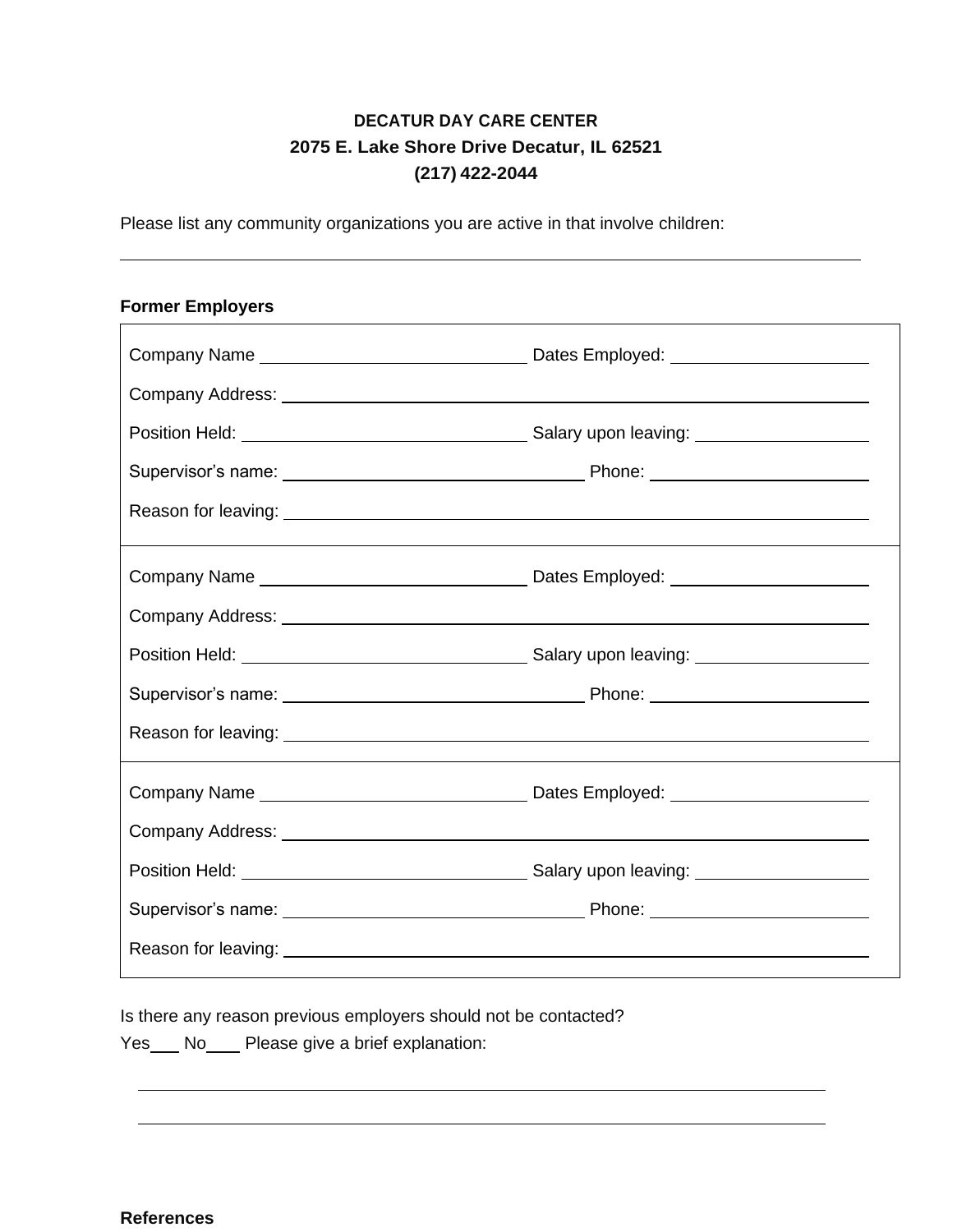**DECATUR DAY CARE CENTER**
**2075 E. Lake Shore Drive Decatur, IL 62521**
**(217) 422-2044**

Please list any community organizations you are active in that involve children:

______________________________________________________________________________

**Former Employers**

Company Name ____________________ Dates Employed: ____________________

Company Address: ________________________________________________

Position Held: ____________________ Salary upon leaving: ____________________

Supervisor's name: ____________________ Phone: ____________________

Reason for leaving: ________________________________________________

---

Company Name ____________________ Dates Employed: ____________________

Company Address: ________________________________________________

Position Held: ____________________ Salary upon leaving: ____________________

Supervisor's name: ____________________ Phone: ____________________

Reason for leaving: ________________________________________________

---

Company Name ____________________ Dates Employed: ____________________

Company Address: ________________________________________________

Position Held: ____________________ Salary upon leaving: ____________________

Supervisor's name: ____________________ Phone: ____________________

Reason for leaving: ________________________________________________

Is there any reason previous employers should not be contacted?

Yes___ No___ Please give a brief explanation:

______________________________________________________________________________

______________________________________________________________________________

**References**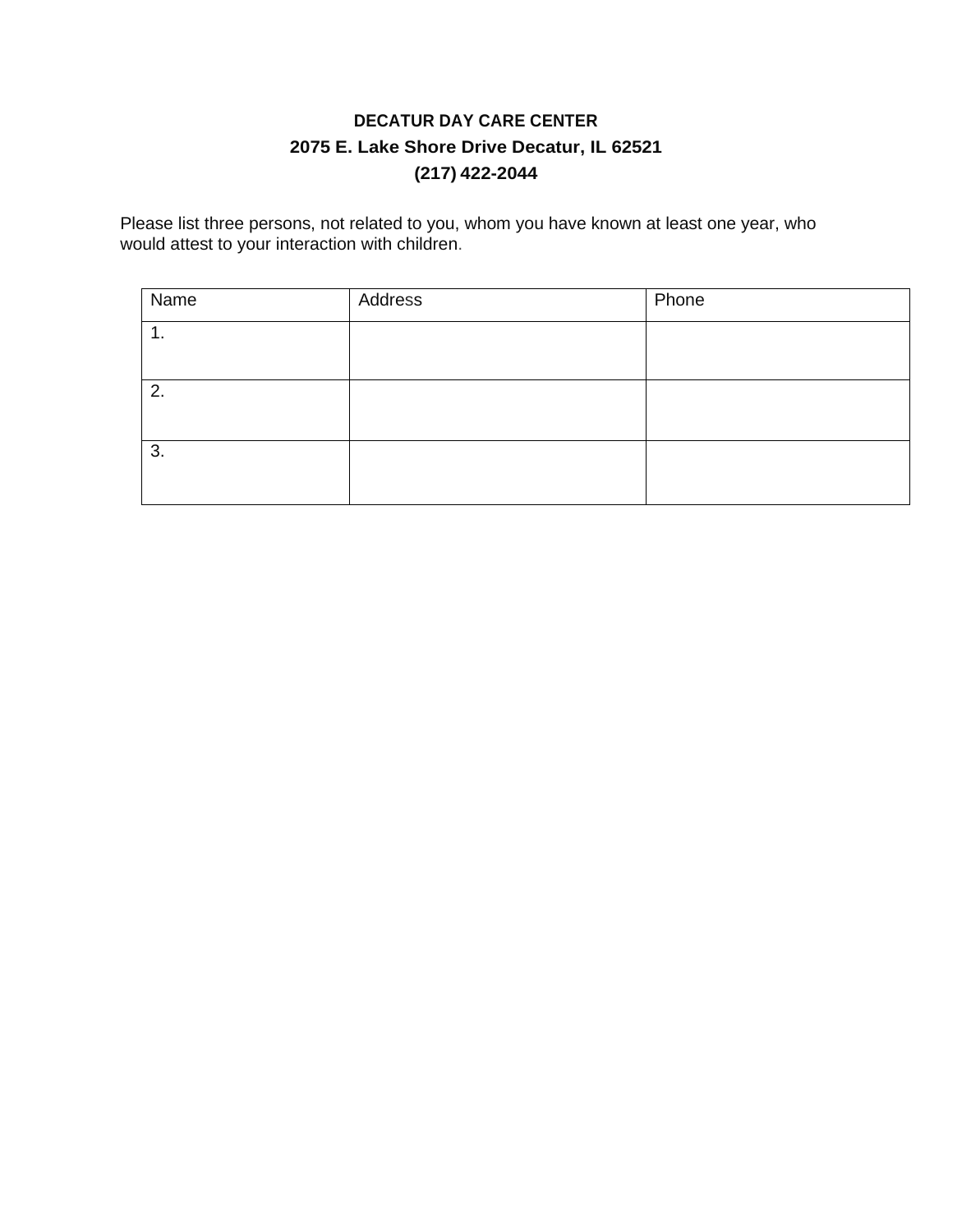**DECATUR DAY CARE CENTER**
**2075 E. Lake Shore Drive Decatur, IL 62521**
**(217) 422-2044**

Please list three persons, not related to you, whom you have known at least one year, who would attest to your interaction with children.

| Name | Address | Phone |
|---|---|---|
| 1. | | |
| 2. | | |
| 3. | | |